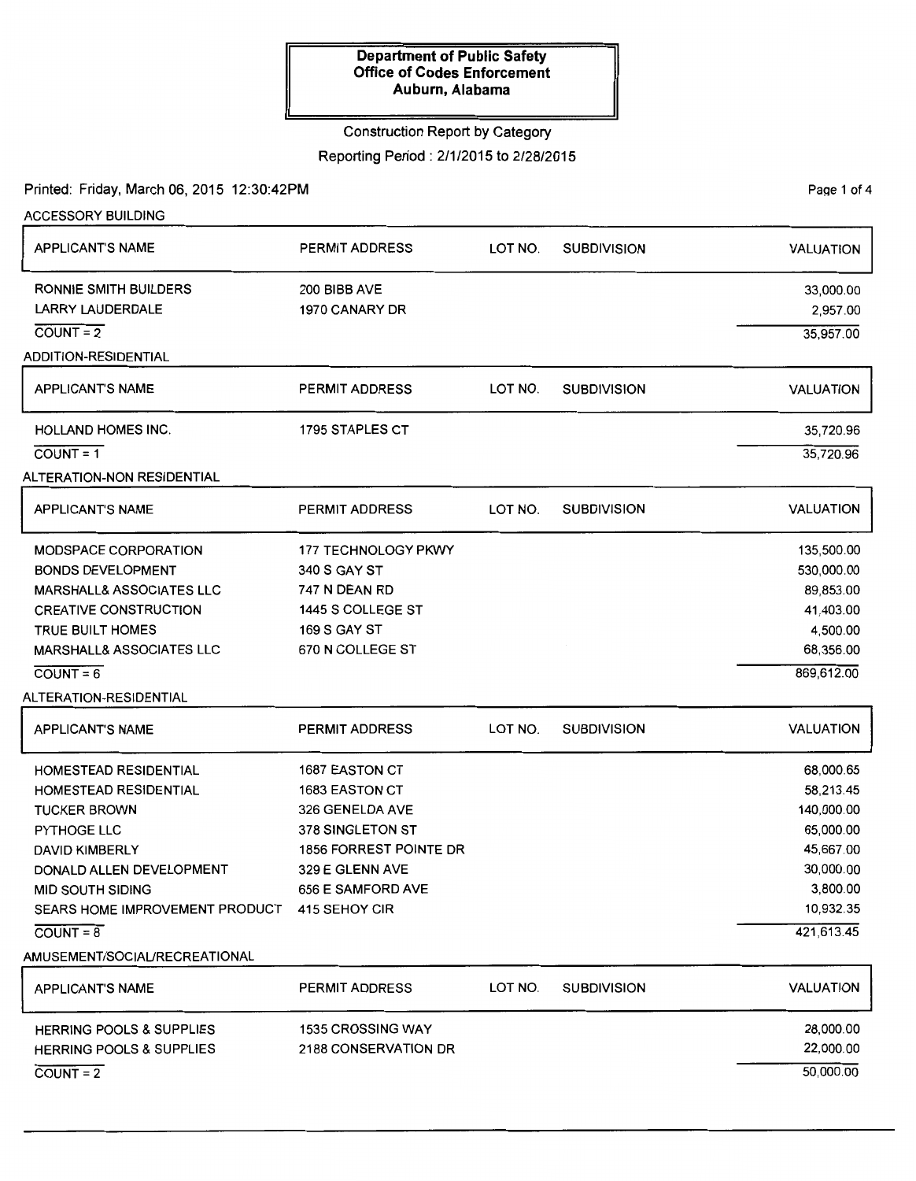**Department of Public Safety**
**Office of Codes Enforcement**
**Auburn, Alabama**

Construction Report by Category

Reporting Period : 2/1/2015 to 2/28/2015

Printed: Friday, March 06, 2015 12:30:42PM

ACCESSORY BUILDING

| APPLICANT'S NAME | PERMIT ADDRESS | LOT NO. | SUBDIVISION | VALUATION |
|---|---|---|---|---|
| RONNIE SMITH BUILDERS | 200 BIBB AVE | | | 33,000.00 |
| LARRY LAUDERDALE | 1970 CANARY DR | | | 2,957.00 |
| COUNT = 2 | | | | 35,957.00 |

ADDITION-RESIDENTIAL

| APPLICANT'S NAME | PERMIT ADDRESS | LOT NO. | SUBDIVISION | VALUATION |
|---|---|---|---|---|
| HOLLAND HOMES INC. | 1795 STAPLES CT | | | 35,720.96 |
| COUNT = 1 | | | | 35,720.96 |

ALTERATION-NON RESIDENTIAL

| APPLICANT'S NAME | PERMIT ADDRESS | LOT NO. | SUBDIVISION | VALUATION |
|---|---|---|---|---|
| MODSPACE CORPORATION | 177 TECHNOLOGY PKWY | | | 135,500.00 |
| BONDS DEVELOPMENT | 340 S GAY ST | | | 530,000.00 |
| MARSHALL& ASSOCIATES LLC | 747 N DEAN RD | | | 89,853.00 |
| CREATIVE CONSTRUCTION | 1445 S COLLEGE ST | | | 41,403.00 |
| TRUE BUILT HOMES | 169 S GAY ST | | | 4,500.00 |
| MARSHALL& ASSOCIATES LLC | 670 N COLLEGE ST | | | 68,356.00 |
| COUNT = 6 | | | | 869,612.00 |

ALTERATION-RESIDENTIAL

| APPLICANT'S NAME | PERMIT ADDRESS | LOT NO. | SUBDIVISION | VALUATION |
|---|---|---|---|---|
| HOMESTEAD RESIDENTIAL | 1687 EASTON CT | | | 68,000.65 |
| HOMESTEAD RESIDENTIAL | 1683 EASTON CT | | | 58,213.45 |
| TUCKER BROWN | 326 GENELDA AVE | | | 140,000.00 |
| PYTHOGE LLC | 378 SINGLETON ST | | | 65,000.00 |
| DAVID KIMBERLY | 1856 FORREST POINTE DR | | | 45,667.00 |
| DONALD ALLEN DEVELOPMENT | 329 E GLENN AVE | | | 30,000.00 |
| MID SOUTH SIDING | 656 E SAMFORD AVE | | | 3,800.00 |
| SEARS HOME IMPROVEMENT PRODUCT | 415 SEHOY CIR | | | 10,932.35 |
| COUNT = 8 | | | | 421,613.45 |

AMUSEMENT/SOCIAL/RECREATIONAL

| APPLICANT'S NAME | PERMIT ADDRESS | LOT NO. | SUBDIVISION | VALUATION |
|---|---|---|---|---|
| HERRING POOLS & SUPPLIES | 1535 CROSSING WAY | | | 28,000.00 |
| HERRING POOLS & SUPPLIES | 2188 CONSERVATION DR | | | 22,000.00 |
| COUNT = 2 | | | | 50,000.00 |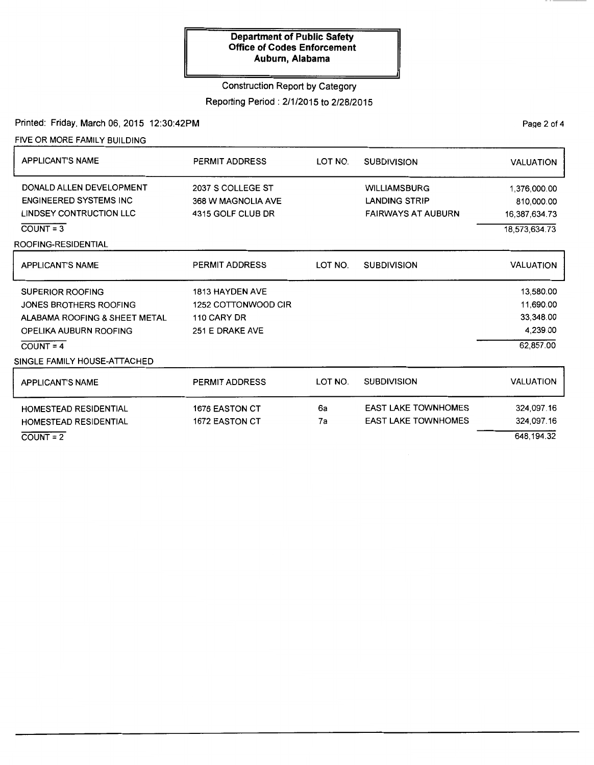**Department of Public Safety**
**Office of Codes Enforcement**
**Auburn, Alabama**

Construction Report by Category

Reporting Period : 2/1/2015 to 2/28/2015

Printed: Friday, March 06, 2015 12:30:42PM

FIVE OR MORE FAMILY BUILDING

| APPLICANT'S NAME | PERMIT ADDRESS | LOT NO. | SUBDIVISION | VALUATION |
|---|---|---|---|---|
| DONALD ALLEN DEVELOPMENT | 2037 S COLLEGE ST | | WILLIAMSBURG | 1,376,000.00 |
| ENGINEERED SYSTEMS INC | 368 W MAGNOLIA AVE | | LANDING STRIP | 810,000.00 |
| LINDSEY CONTRUCTION LLC | 4315 GOLF CLUB DR | | FAIRWAYS AT AUBURN | 16,387,634.73 |
| COUNT = 3 | | | | 18,573,634.73 |

ROOFING-RESIDENTIAL

| APPLICANT'S NAME | PERMIT ADDRESS | LOT NO. | SUBDIVISION | VALUATION |
|---|---|---|---|---|
| SUPERIOR ROOFING | 1813 HAYDEN AVE | | | 13,580.00 |
| JONES BROTHERS ROOFING | 1252 COTTONWOOD CIR | | | 11,690.00 |
| ALABAMA ROOFING & SHEET METAL | 110 CARY DR | | | 33,348.00 |
| OPELIKA AUBURN ROOFING | 251 E DRAKE AVE | | | 4,239.00 |
| COUNT = 4 | | | | 62,857.00 |

SINGLE FAMILY HOUSE-ATTACHED

| APPLICANT'S NAME | PERMIT ADDRESS | LOT NO. | SUBDIVISION | VALUATION |
|---|---|---|---|---|
| HOMESTEAD RESIDENTIAL | 1676 EASTON CT | 6a | EAST LAKE TOWNHOMES | 324,097.16 |
| HOMESTEAD RESIDENTIAL | 1672 EASTON CT | 7a | EAST LAKE TOWNHOMES | 324,097.16 |
| COUNT = 2 | | | | 648,194.32 |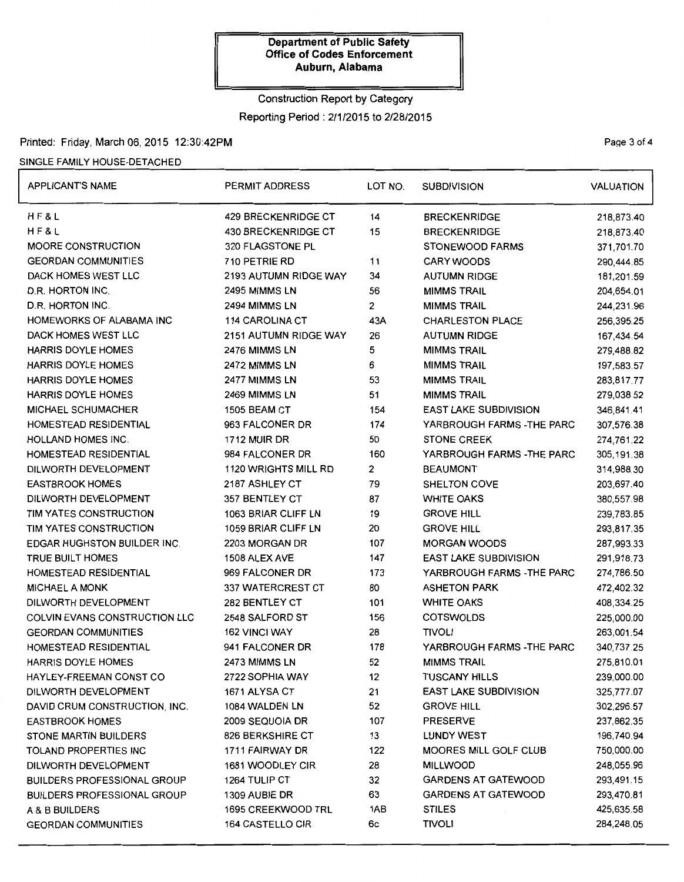**Department of Public Safety**
**Office of Codes Enforcement**
**Auburn, Alabama**

Construction Report by Category

Reporting Period : 2/1/2015 to 2/28/2015

Printed: Friday, March 06, 2015 12:30:42PM

SINGLE FAMILY HOUSE-DETACHED

| APPLICANT'S NAME | PERMIT ADDRESS | LOT NO. | SUBDIVISION | VALUATION |
|---|---|---|---|---|
| H F & L | 429 BRECKENRIDGE CT | 14 | BRECKENRIDGE | 218,873.40 |
| H F & L | 430 BRECKENRIDGE CT | 15 | BRECKENRIDGE | 218,873.40 |
| MOORE CONSTRUCTION | 320 FLAGSTONE PL | | STONEWOOD FARMS | 371,701.70 |
| GEORDAN COMMUNITIES | 710 PETRIE RD | 11 | CARY WOODS | 290,444.85 |
| DACK HOMES WEST LLC | 2193 AUTUMN RIDGE WAY | 34 | AUTUMN RIDGE | 181,201.59 |
| D.R. HORTON INC. | 2495 MIMMS LN | 56 | MIMMS TRAIL | 204,654.01 |
| D.R. HORTON INC. | 2494 MIMMS LN | 2 | MIMMS TRAIL | 244,231.96 |
| HOMEWORKS OF ALABAMA INC | 114 CAROLINA CT | 43A | CHARLESTON PLACE | 256,395.25 |
| DACK HOMES WEST LLC | 2151 AUTUMN RIDGE WAY | 26 | AUTUMN RIDGE | 167,434.54 |
| HARRIS DOYLE HOMES | 2476 MIMMS LN | 5 | MIMMS TRAIL | 279,488.82 |
| HARRIS DOYLE HOMES | 2472 MIMMS LN | 6 | MIMMS TRAIL | 197,583.57 |
| HARRIS DOYLE HOMES | 2477 MIMMS LN | 53 | MIMMS TRAIL | 283,817.77 |
| HARRIS DOYLE HOMES | 2469 MIMMS LN | 51 | MIMMS TRAIL | 279,038.52 |
| MICHAEL SCHUMACHER | 1505 BEAM CT | 154 | EAST LAKE SUBDIVISION | 346,841.41 |
| HOMESTEAD RESIDENTIAL | 963 FALCONER DR | 174 | YARBROUGH FARMS -THE PARC | 307,576.38 |
| HOLLAND HOMES INC. | 1712 MUIR DR | 50 | STONE CREEK | 274,761.22 |
| HOMESTEAD RESIDENTIAL | 984 FALCONER DR | 160 | YARBROUGH FARMS -THE PARC | 305,191.38 |
| DILWORTH DEVELOPMENT | 1120 WRIGHTS MILL RD | 2 | BEAUMONT | 314,988.30 |
| EASTBROOK HOMES | 2187 ASHLEY CT | 79 | SHELTON COVE | 203,697.40 |
| DILWORTH DEVELOPMENT | 357 BENTLEY CT | 87 | WHITE OAKS | 380,557.98 |
| TIM YATES CONSTRUCTION | 1063 BRIAR CLIFF LN | 19 | GROVE HILL | 239,783.85 |
| TIM YATES CONSTRUCTION | 1059 BRIAR CLIFF LN | 20 | GROVE HILL | 293,817.35 |
| EDGAR HUGHSTON BUILDER INC. | 2203 MORGAN DR | 107 | MORGAN WOODS | 287,993.33 |
| TRUE BUILT HOMES | 1508 ALEX AVE | 147 | EAST LAKE SUBDIVISION | 291,918.73 |
| HOMESTEAD RESIDENTIAL | 969 FALCONER DR | 173 | YARBROUGH FARMS -THE PARC | 274,786.50 |
| MICHAEL A MONK | 337 WATERCREST CT | 80 | ASHETON PARK | 472,402.32 |
| DILWORTH DEVELOPMENT | 282 BENTLEY CT | 101 | WHITE OAKS | 408,334.25 |
| COLVIN EVANS CONSTRUCTION LLC | 2548 SALFORD ST | 156 | COTSWOLDS | 225,000.00 |
| GEORDAN COMMUNITIES | 162 VINCI WAY | 28 | TIVOLI | 263,001.54 |
| HOMESTEAD RESIDENTIAL | 941 FALCONER DR | 178 | YARBROUGH FARMS -THE PARC | 340,737.25 |
| HARRIS DOYLE HOMES | 2473 MIMMS LN | 52 | MIMMS TRAIL | 275,810.01 |
| HAYLEY-FREEMAN CONST CO | 2722 SOPHIA WAY | 12 | TUSCANY HILLS | 239,000.00 |
| DILWORTH DEVELOPMENT | 1671 ALYSA CT | 21 | EAST LAKE SUBDIVISION | 325,777.07 |
| DAVID CRUM CONSTRUCTION, INC. | 1084 WALDEN LN | 52 | GROVE HILL | 302,296.57 |
| EASTBROOK HOMES | 2009 SEQUOIA DR | 107 | PRESERVE | 237,862.35 |
| STONE MARTIN BUILDERS | 826 BERKSHIRE CT | 13 | LUNDY WEST | 196,740.94 |
| TOLAND PROPERTIES INC | 1711 FAIRWAY DR | 122 | MOORES MILL GOLF CLUB | 750,000.00 |
| DILWORTH DEVELOPMENT | 1681 WOODLEY CIR | 28 | MILLWOOD | 248,055.96 |
| BUILDERS PROFESSIONAL GROUP | 1264 TULIP CT | 32 | GARDENS AT GATEWOOD | 293,491.15 |
| BUILDERS PROFESSIONAL GROUP | 1309 AUBIE DR | 63 | GARDENS AT GATEWOOD | 293,470.81 |
| A & B BUILDERS | 1695 CREEKWOOD TRL | 1AB | STILES | 425,635.58 |
| GEORDAN COMMUNITIES | 164 CASTELLO CIR | 6c | TIVOLI | 284,248.05 |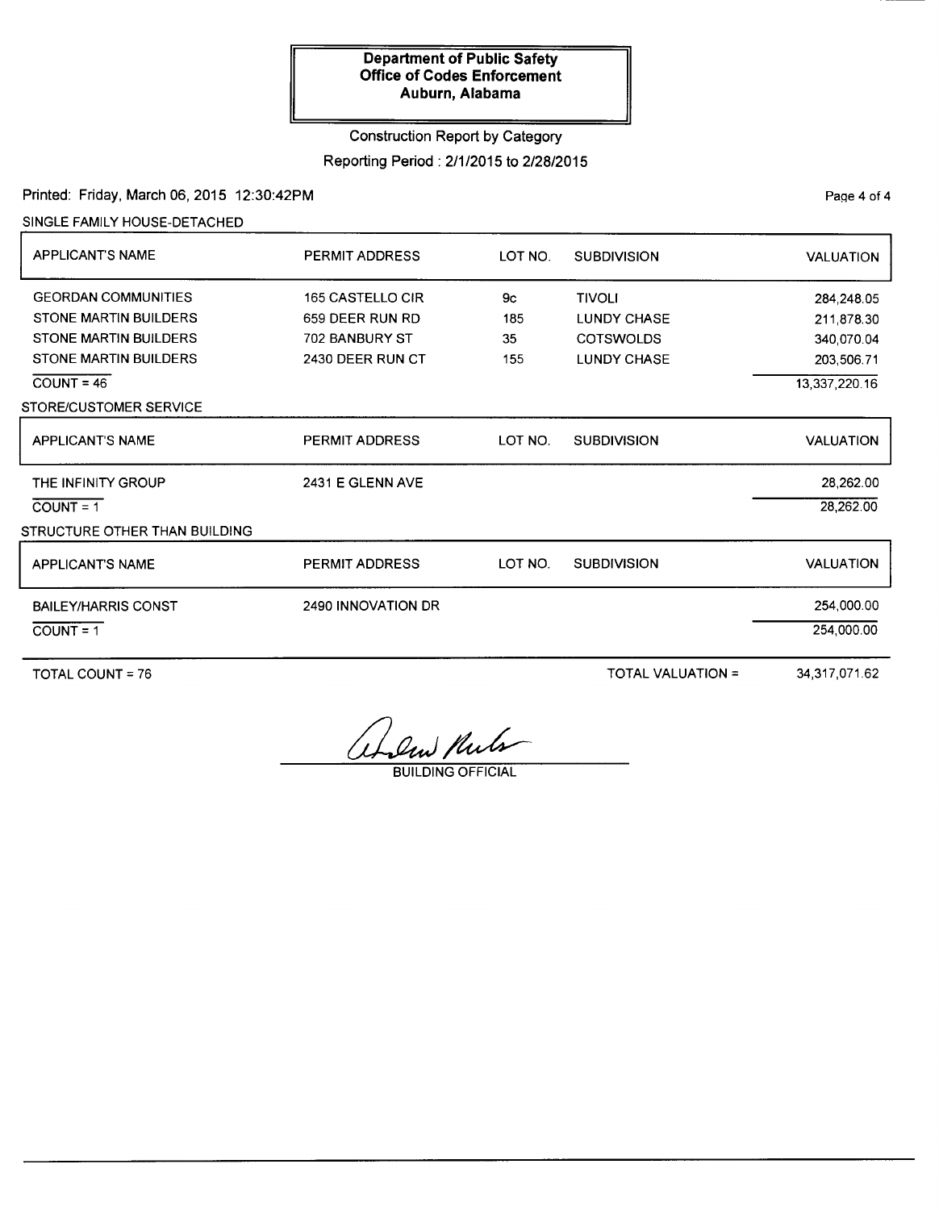**Department of Public Safety**
**Office of Codes Enforcement**
**Auburn, Alabama**

Construction Report by Category

Reporting Period : 2/1/2015 to 2/28/2015

Printed: Friday, March 06, 2015 12:30:42PM

SINGLE FAMILY HOUSE-DETACHED

| APPLICANT'S NAME | PERMIT ADDRESS | LOT NO. | SUBDIVISION | VALUATION |
|---|---|---|---|---|
| GEORDAN COMMUNITIES | 165 CASTELLO CIR | 9c | TIVOLI | 284,248.05 |
| STONE MARTIN BUILDERS | 659 DEER RUN RD | 185 | LUNDY CHASE | 211,878.30 |
| STONE MARTIN BUILDERS | 702 BANBURY ST | 35 | COTSWOLDS | 340,070.04 |
| STONE MARTIN BUILDERS | 2430 DEER RUN CT | 155 | LUNDY CHASE | 203,506.71 |
| COUNT = 46 | | | | 13,337,220.16 |

STORE/CUSTOMER SERVICE

| APPLICANT'S NAME | PERMIT ADDRESS | LOT NO. | SUBDIVISION | VALUATION |
|---|---|---|---|---|
| THE INFINITY GROUP | 2431 E GLENN AVE | | | 28,262.00 |
| COUNT = 1 | | | | 28,262.00 |

STRUCTURE OTHER THAN BUILDING

| APPLICANT'S NAME | PERMIT ADDRESS | LOT NO. | SUBDIVISION | VALUATION |
|---|---|---|---|---|
| BAILEY/HARRIS CONST | 2490 INNOVATION DR | | | 254,000.00 |
| COUNT = 1 | | | | 254,000.00 |

TOTAL COUNT = 76

TOTAL VALUATION = 34,317,071.62

BUILDING OFFICIAL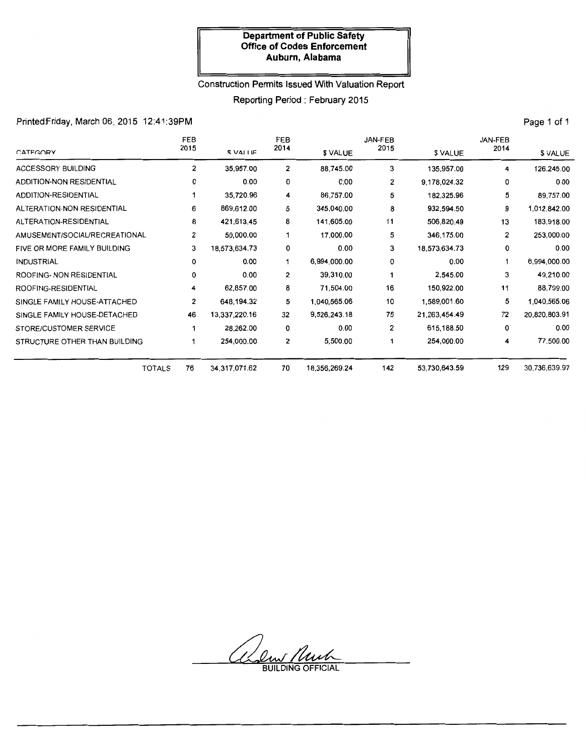**Department of Public Safety**
**Office of Codes Enforcement**
**Auburn, Alabama**

Construction Permits Issued With Valuation Report

Reporting Period : February 2015

PrintedFriday, March 06, 2015 12:41:39PM

| CATEGORY | FEB 2015 | $ VALUE | FEB 2014 | $ VALUE | JAN-FEB 2015 | $ VALUE | JAN-FEB 2014 | $ VALUE |
|---|---|---|---|---|---|---|---|---|
| ACCESSORY BUILDING | 2 | 35,957.00 | 2 | 88,745.00 | 3 | 135,957.00 | 4 | 126,245.00 |
| ADDITION-NON RESIDENTIAL | 0 | 0.00 | 0 | 0.00 | 2 | 9,178,024.32 | 0 | 0.00 |
| ADDITION-RESIDENTIAL | 1 | 35,720.96 | 4 | 86,757.00 | 5 | 182,325.96 | 5 | 89,757.00 |
| ALTERATION-NON RESIDENTIAL | 6 | 869,612.00 | 5 | 345,040.00 | 8 | 932,594.50 | 9 | 1,012,842.00 |
| ALTERATION-RESIDENTIAL | 8 | 421,613.45 | 8 | 141,605.00 | 11 | 506,820.49 | 13 | 183,918.00 |
| AMUSEMENT/SOCIAL/RECREATIONAL | 2 | 50,000.00 | 1 | 17,000.00 | 5 | 346,175.00 | 2 | 253,000.00 |
| FIVE OR MORE FAMILY BUILDING | 3 | 18,573,634.73 | 0 | 0.00 | 3 | 18,573,634.73 | 0 | 0.00 |
| INDUSTRIAL | 0 | 0.00 | 1 | 6,994,000.00 | 0 | 0.00 | 1 | 6,994,000.00 |
| ROOFING- NON RESIDENTIAL | 0 | 0.00 | 2 | 39,310.00 | 1 | 2,545.00 | 3 | 49,210.00 |
| ROOFING-RESIDENTIAL | 4 | 62,857.00 | 8 | 71,504.00 | 16 | 150,922.00 | 11 | 88,799.00 |
| SINGLE FAMILY HOUSE-ATTACHED | 2 | 648,194.32 | 5 | 1,040,565.06 | 10 | 1,589,001.60 | 5 | 1,040,565.06 |
| SINGLE FAMILY HOUSE-DETACHED | 46 | 13,337,220.16 | 32 | 9,526,243.18 | 75 | 21,263,454.49 | 72 | 20,820,803.91 |
| STORE/CUSTOMER SERVICE | 1 | 28,262.00 | 0 | 0.00 | 2 | 615,188.50 | 0 | 0.00 |
| STRUCTURE OTHER THAN BUILDING | 1 | 254,000.00 | 2 | 5,500.00 | 1 | 254,000.00 | 4 | 77,500.00 |
| TOTALS | 76 | 34,317,071.62 | 70 | 18,356,269.24 | 142 | 53,730,643.59 | 129 | 30,736,639.97 |

BUILDING OFFICIAL